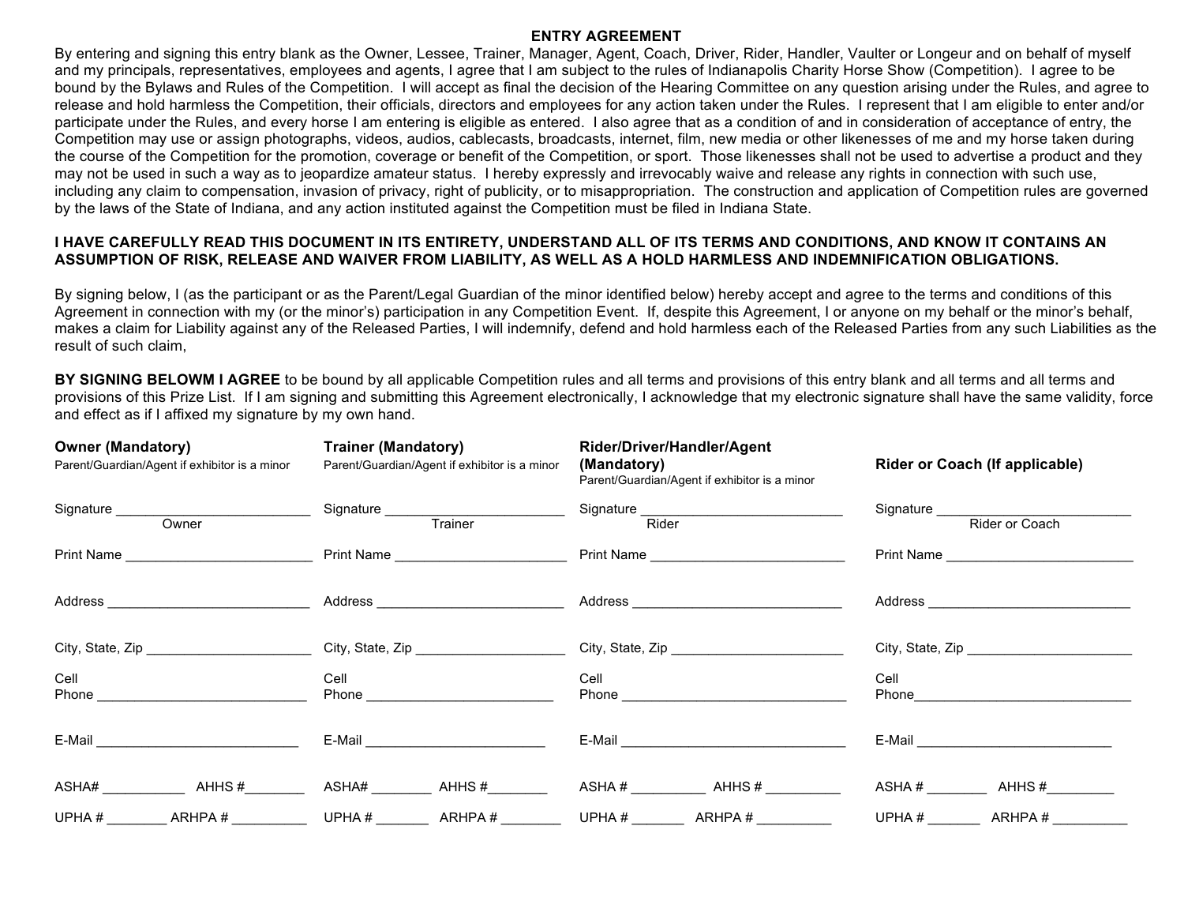## ENTRY AGREEMENT

By entering and signing this entry blank as the Owner, Lessee, Trainer, Manager, Agent, Coach, Driver, Rider, Handler, Vaulter or Longeur and on behalf of myself and my principals, representatives, employees and agents, I agree that I am subject to the rules of Indianapolis Charity Horse Show (Competition). I agree to be bound by the Bylaws and Rules of the Competition. I will accept as final the decision of the Hearing Committee on any question arising under the Rules, and agree to release and hold harmless the Competition, their officials, directors and employees for any action taken under the Rules. I represent that I am eligible to enter and/or participate under the Rules, and every horse I am entering is eligible as entered. I also agree that as a condition of and in consideration of acceptance of entry, the Competition may use or assign photographs, videos, audios, cablecasts, broadcasts, internet, film, new media or other likenesses of me and my horse taken during the course of the Competition for the promotion, coverage or benefit of the Competition, or sport. Those likenesses shall not be used to advertise a product and they may not be used in such a way as to jeopardize amateur status. I hereby expressly and irrevocably waive and release any rights in connection with such use, including any claim to compensation, invasion of privacy, right of publicity, or to misappropriation. The construction and application of Competition rules are governed by the laws of the State of Indiana, and any action instituted against the Competition must be filed in Indiana State.

**I HAVE CAREFULLY READ THIS DOCUMENT IN ITS ENTIRETY, UNDERSTAND ALL OF ITS TERMS AND CONDITIONS, AND KNOW IT CONTAINS AN ASSUMPTION OF RISK, RELEASE AND WAIVER FROM LIABILITY, AS WELL AS A HOLD HARMLESS AND INDEMNIFICATION OBLIGATIONS.**

By signing below, I (as the participant or as the Parent/Legal Guardian of the minor identified below) hereby accept and agree to the terms and conditions of this Agreement in connection with my (or the minor's) participation in any Competition Event. If, despite this Agreement, I or anyone on my behalf or the minor's behalf, makes a claim for Liability against any of the Released Parties, I will indemnify, defend and hold harmless each of the Released Parties from any such Liabilities as the result of such claim,

**BY SIGNING BELOWM I AGREE** to be bound by all applicable Competition rules and all terms and provisions of this entry blank and all terms and all terms and provisions of this Prize List. If I am signing and submitting this Agreement electronically, I acknowledge that my electronic signature shall have the same validity, force and effect as if I affixed my signature by my own hand.

| **Owner (Mandatory)** Parent/Guardian/Agent if exhibitor is a minor | **Trainer (Mandatory)** Parent/Guardian/Agent if exhibitor is a minor | **Rider/Driver/Handler/Agent (Mandatory)** Parent/Guardian/Agent if exhibitor is a minor | **Rider or Coach (If applicable)** |
|---|---|---|---|
| Signature ____________ Owner | Signature ____________ Trainer | Signature ____________ Rider | Signature ____________ Rider or Coach |
| Print Name ____________ | Print Name ____________ | Print Name ____________ | Print Name ____________ |
| Address ____________ | Address ____________ | Address ____________ | Address ____________ |
| City, State, Zip ____________ | City, State, Zip ____________ | City, State, Zip ____________ | City, State, Zip ____________ |
| Cell Phone ____________ | Cell Phone ____________ | Cell Phone ____________ | Cell Phone____________ |
| E-Mail ____________ | E-Mail ____________ | E-Mail ____________ | E-Mail ____________ |
| ASHA# ________ AHHS #________ | ASHA# ________ AHHS #________ | ASHA # ________ AHHS # ________ | ASHA # ________ AHHS #________ |
| UPHA # ________ ARHPA # ________ | UPHA # ________ ARHPA # ________ | UPHA # ________ ARHPA # ________ | UPHA # ________ ARHPA # ________ |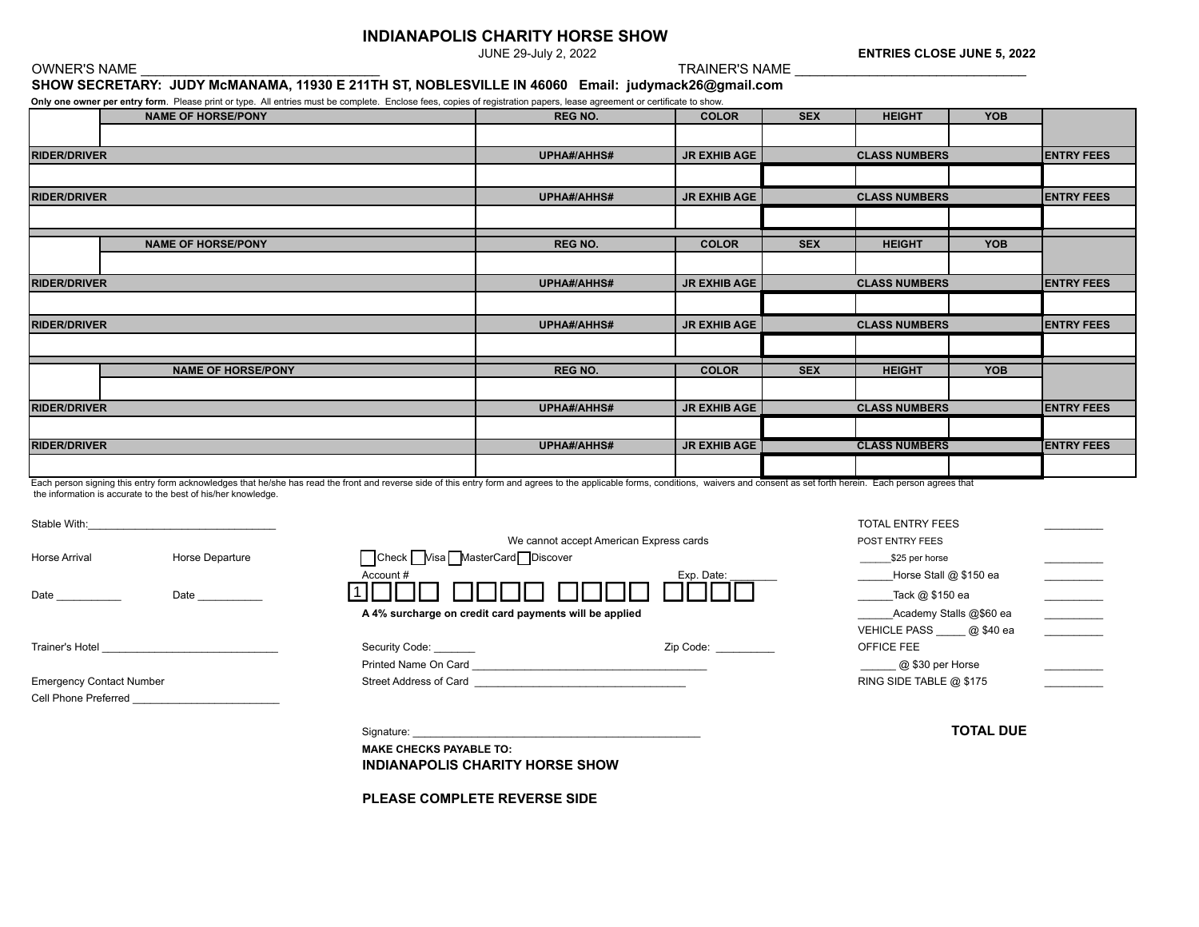# INDIANAPOLIS CHARITY HORSE SHOW

JUNE 29-July 2, 2022

**ENTRIES CLOSE JUNE 5, 2022**

OWNER'S NAME ________________________________ TRAINER'S NAME ________________________________

**SHOW SECRETARY: JUDY McMANAMA, 11930 E 211TH ST, NOBLESVILLE IN 46060 Email: judymack26@gmail.com**

**Only one owner per entry form**. Please print or type. All entries must be complete. Enclose fees, copies of registration papers, lease agreement or certificate to show.

| | NAME OF HORSE/PONY | REG NO. | COLOR | SEX | HEIGHT | YOB | |
|---|---|---|---|---|---|---|---|
| | | | | | | | |
| RIDER/DRIVER | | UPHA#/AHHS# | JR EXHIB AGE | CLASS NUMBERS | | | ENTRY FEES |
| | | | | | | | |
| RIDER/DRIVER | | UPHA#/AHHS# | JR EXHIB AGE | CLASS NUMBERS | | | ENTRY FEES |
| | | | | | | | |
| | NAME OF HORSE/PONY | REG NO. | COLOR | SEX | HEIGHT | YOB | |
| | | | | | | | |
| RIDER/DRIVER | | UPHA#/AHHS# | JR EXHIB AGE | CLASS NUMBERS | | | ENTRY FEES |
| | | | | | | | |
| RIDER/DRIVER | | UPHA#/AHHS# | JR EXHIB AGE | CLASS NUMBERS | | | ENTRY FEES |
| | | | | | | | |
| | NAME OF HORSE/PONY | REG NO. | COLOR | SEX | HEIGHT | YOB | |
| | | | | | | | |
| RIDER/DRIVER | | UPHA#/AHHS# | JR EXHIB AGE | CLASS NUMBERS | | | ENTRY FEES |
| | | | | | | | |
| RIDER/DRIVER | | UPHA#/AHHS# | JR EXHIB AGE | CLASS NUMBERS | | | ENTRY FEES |
| | | | | | | | |

Each person signing this entry form acknowledges that he/she has read the front and reverse side of this entry form and agrees to the applicable forms, conditions, waivers and consent as set forth herein. Each person agrees that the information is accurate to the best of his/her knowledge.

Stable With:________________________________

Horse Arrival Horse Departure

Date ___________ Date ___________

Trainer's Hotel ______________________________

Emergency Contact Number

Cell Phone Preferred _________________________

We cannot accept American Express cards

☐ Check ☐ Visa ☐ MasterCard ☐ Discover

Account # Exp. Date: ________

1☐☐☐ ☐☐☐☐ ☐☐☐☐ ☐☐☐☐

**A 4% surcharge on credit card payments will be applied**

Security Code: _______ Zip Code: __________

Printed Name On Card ________________________________________

Street Address of Card ____________________________________

Signature: ________________________________________________

**MAKE CHECKS PAYABLE TO:**

**INDIANAPOLIS CHARITY HORSE SHOW**

**PLEASE COMPLETE REVERSE SIDE**

TOTAL ENTRY FEES __________

POST ENTRY FEES

______$25 per horse __________

______Horse Stall @ $150 ea __________

______Tack @ $150 ea __________

______Academy Stalls @$60 ea __________

VEHICLE PASS _____ @ $40 ea __________

OFFICE FEE

______ @ $30 per Horse __________

RING SIDE TABLE @ $175 __________

**TOTAL DUE**